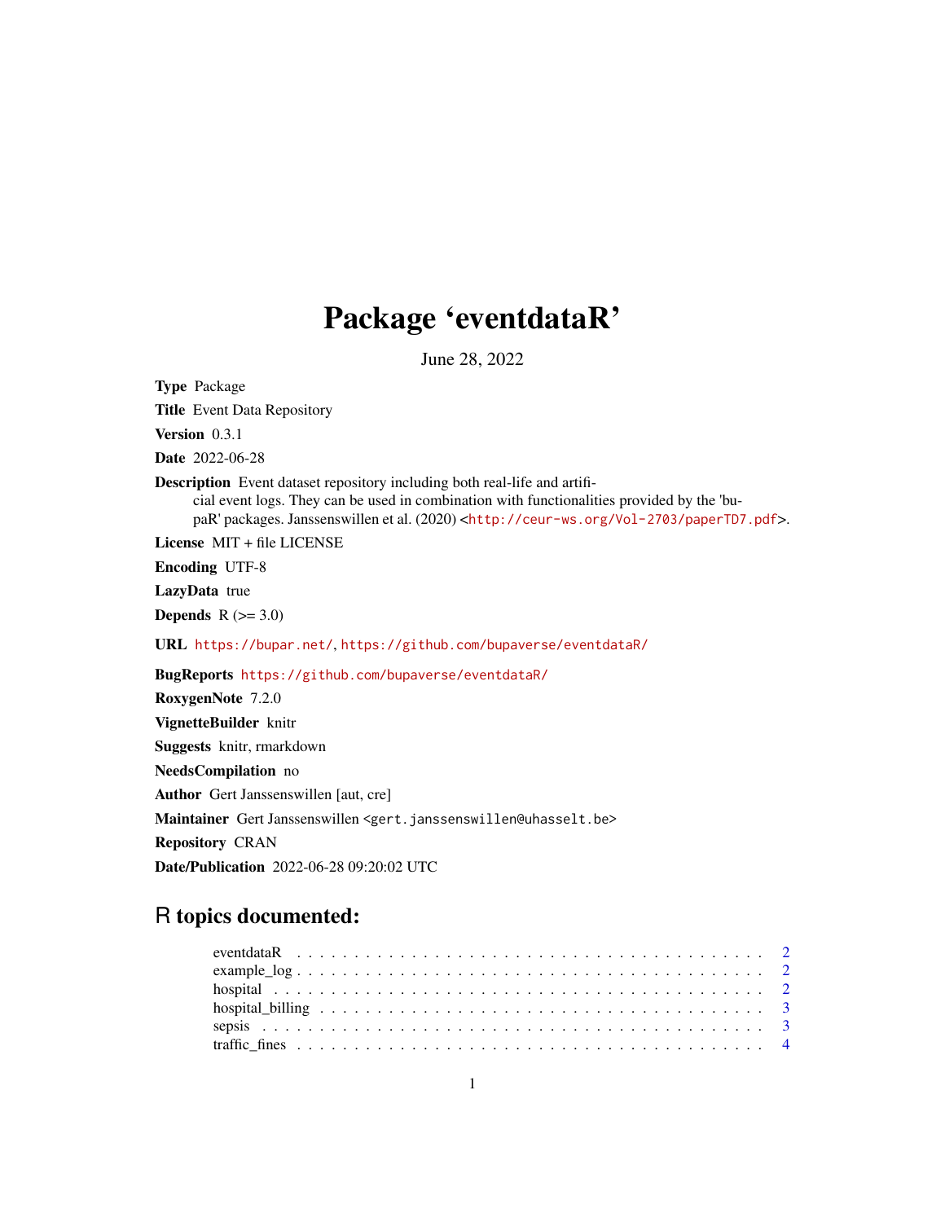# Package 'eventdataR'

June 28, 2022

**Type** Package

**Title** Event Data Repository

**Version** 0.3.1

**Date** 2022-06-28

**Description** Event dataset repository including both real-life and artificial event logs. They can be used in combination with functionalities provided by the 'bupaR' packages. Janssenswillen et al. (2020) <http://ceur-ws.org/Vol-2703/paperTD7.pdf>.

**License** MIT + file LICENSE

**Encoding** UTF-8

**LazyData** true

**Depends** R (>= 3.0)

**URL** https://bupar.net/, https://github.com/bupaverse/eventdataR/

**BugReports** https://github.com/bupaverse/eventdataR/

**RoxygenNote** 7.2.0

**VignetteBuilder** knitr

**Suggests** knitr, rmarkdown

**NeedsCompilation** no

**Author** Gert Janssenswillen [aut, cre]

**Maintainer** Gert Janssenswillen <gert.janssenswillen@uhasselt.be>

**Repository** CRAN

**Date/Publication** 2022-06-28 09:20:02 UTC

## R topics documented:

- eventdataR . . . . . . . . . . . . . . . . . . . . . . . . . . . . . . . . . . . . . . . . . 2
- example_log . . . . . . . . . . . . . . . . . . . . . . . . . . . . . . . . . . . . . . . . 2
- hospital . . . . . . . . . . . . . . . . . . . . . . . . . . . . . . . . . . . . . . . . . . 2
- hospital_billing . . . . . . . . . . . . . . . . . . . . . . . . . . . . . . . . . . . . . . 3
- sepsis . . . . . . . . . . . . . . . . . . . . . . . . . . . . . . . . . . . . . . . . . . . 3
- traffic_fines . . . . . . . . . . . . . . . . . . . . . . . . . . . . . . . . . . . . . . . 4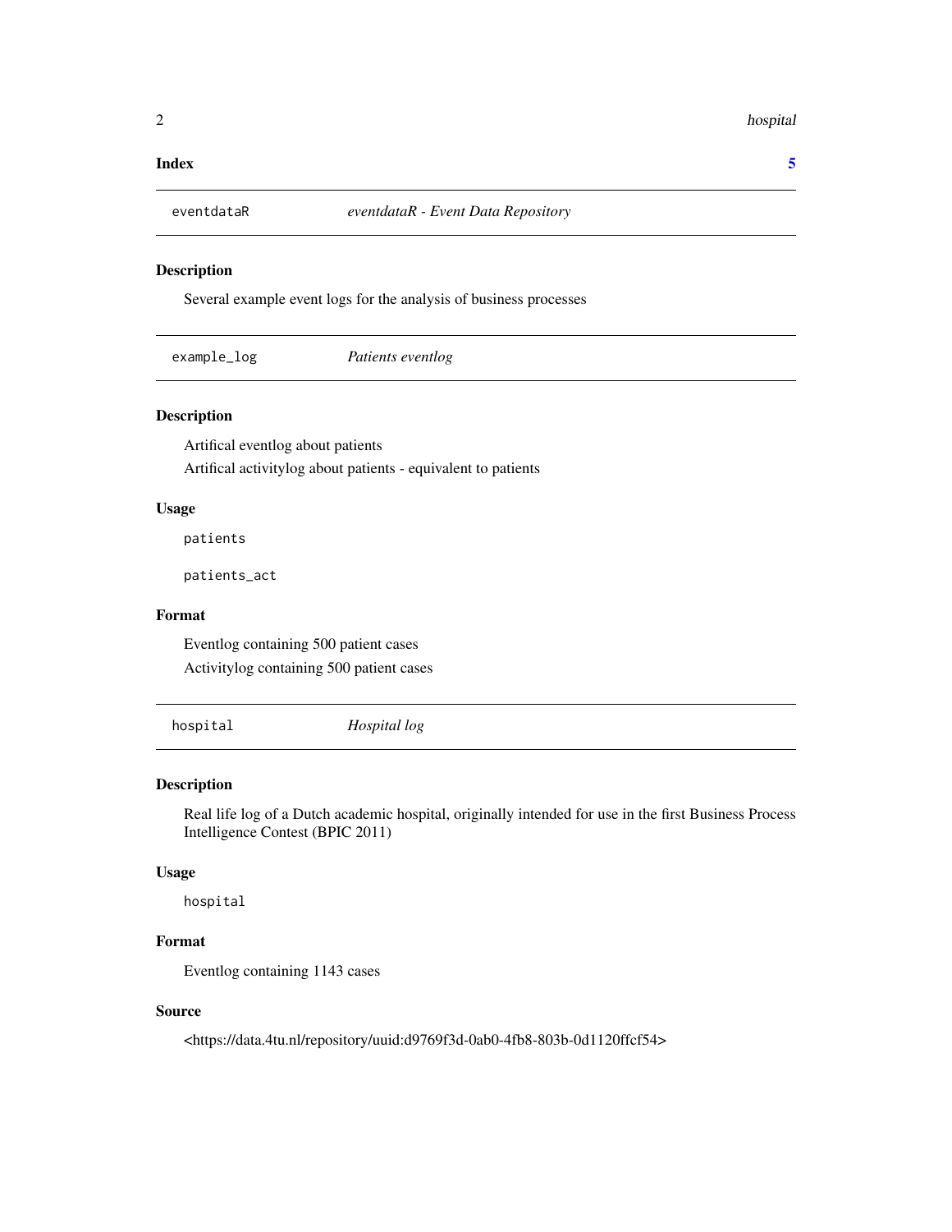**Index** **5**

## eventdataR — *eventdataR - Event Data Repository*

### Description

Several example event logs for the analysis of business processes

## example_log — *Patients eventlog*

### Description

Artifical eventlog about patients

Artifical activitylog about patients - equivalent to patients

### Usage

```
patients

patients_act
```

### Format

Eventlog containing 500 patient cases

Activitylog containing 500 patient cases

## hospital — *Hospital log*

### Description

Real life log of a Dutch academic hospital, originally intended for use in the first Business Process Intelligence Contest (BPIC 2011)

### Usage

```
hospital
```

### Format

Eventlog containing 1143 cases

### Source

<https://data.4tu.nl/repository/uuid:d9769f3d-0ab0-4fb8-803b-0d1120ffcf54>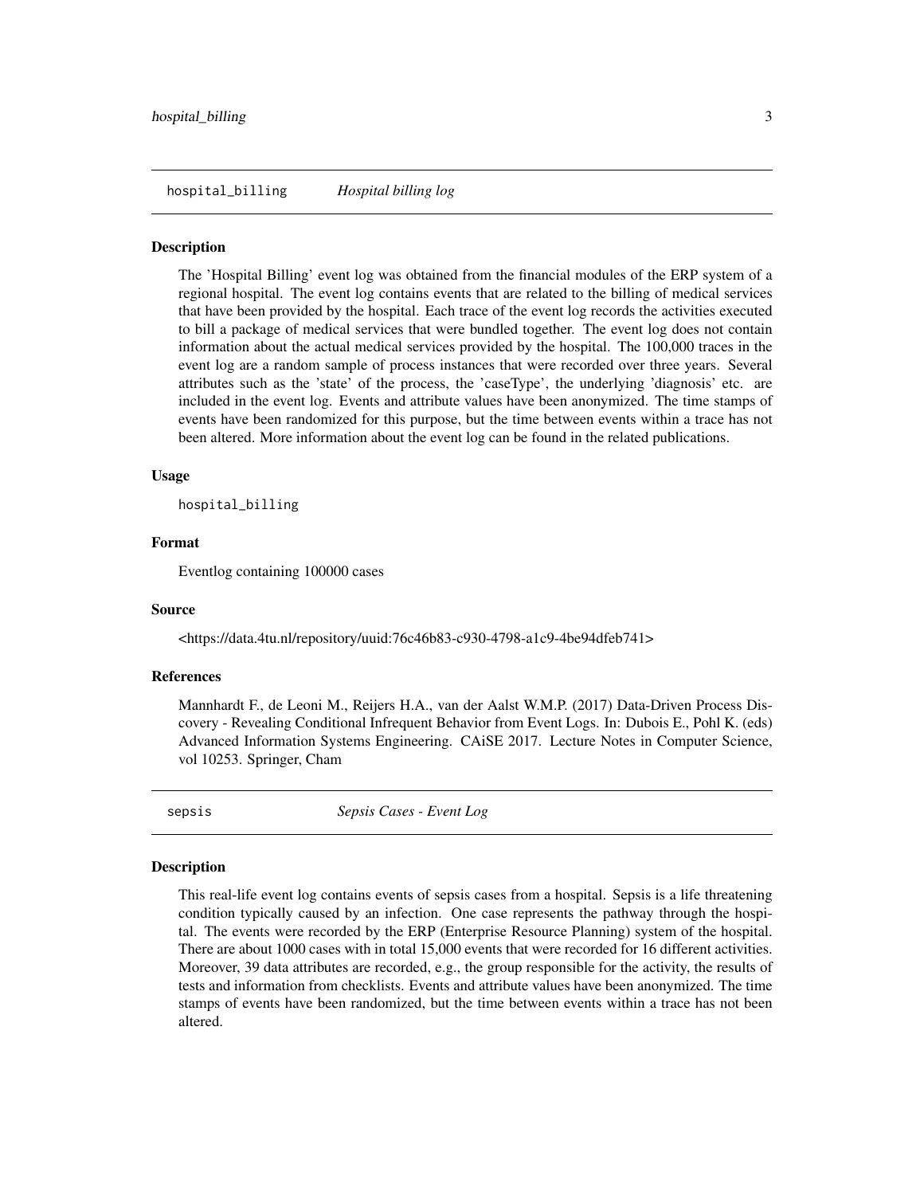## hospital_billing *Hospital billing log*

### Description

The 'Hospital Billing' event log was obtained from the financial modules of the ERP system of a regional hospital. The event log contains events that are related to the billing of medical services that have been provided by the hospital. Each trace of the event log records the activities executed to bill a package of medical services that were bundled together. The event log does not contain information about the actual medical services provided by the hospital. The 100,000 traces in the event log are a random sample of process instances that were recorded over three years. Several attributes such as the 'state' of the process, the 'caseType', the underlying 'diagnosis' etc. are included in the event log. Events and attribute values have been anonymized. The time stamps of events have been randomized for this purpose, but the time between events within a trace has not been altered. More information about the event log can be found in the related publications.

### Usage

```
hospital_billing
```

### Format

Eventlog containing 100000 cases

### Source

<https://data.4tu.nl/repository/uuid:76c46b83-c930-4798-a1c9-4be94dfeb741>

### References

Mannhardt F., de Leoni M., Reijers H.A., van der Aalst W.M.P. (2017) Data-Driven Process Discovery - Revealing Conditional Infrequent Behavior from Event Logs. In: Dubois E., Pohl K. (eds) Advanced Information Systems Engineering. CAiSE 2017. Lecture Notes in Computer Science, vol 10253. Springer, Cham

## sepsis *Sepsis Cases - Event Log*

### Description

This real-life event log contains events of sepsis cases from a hospital. Sepsis is a life threatening condition typically caused by an infection. One case represents the pathway through the hospital. The events were recorded by the ERP (Enterprise Resource Planning) system of the hospital. There are about 1000 cases with in total 15,000 events that were recorded for 16 different activities. Moreover, 39 data attributes are recorded, e.g., the group responsible for the activity, the results of tests and information from checklists. Events and attribute values have been anonymized. The time stamps of events have been randomized, but the time between events within a trace has not been altered.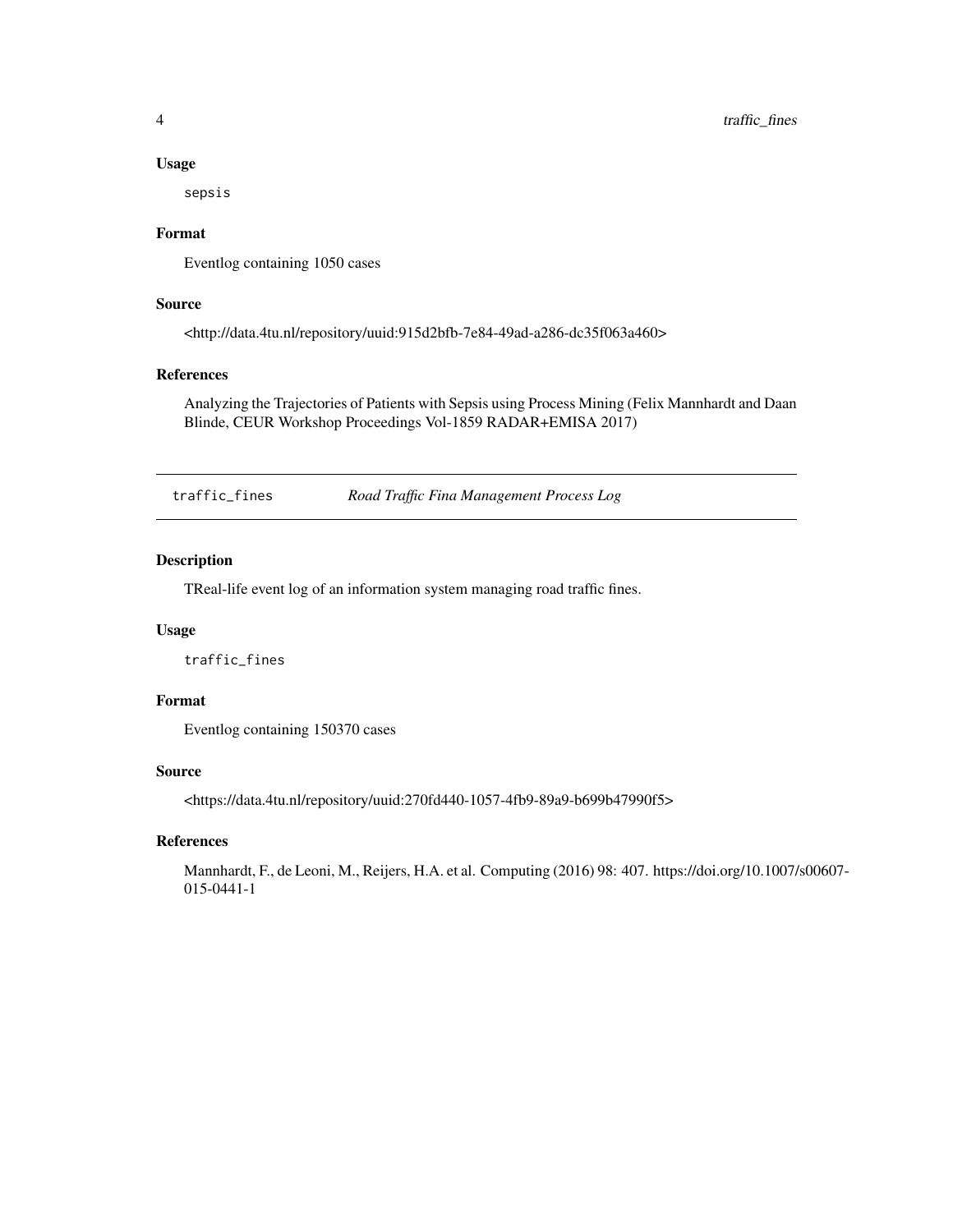### Usage

```
sepsis
```

### Format

Eventlog containing 1050 cases

### Source

<http://data.4tu.nl/repository/uuid:915d2bfb-7e84-49ad-a286-dc35f063a460>

### References

Analyzing the Trajectories of Patients with Sepsis using Process Mining (Felix Mannhardt and Daan Blinde, CEUR Workshop Proceedings Vol-1859 RADAR+EMISA 2017)

---

## traffic_fines — *Road Traffic Fina Management Process Log*

---

### Description

TReal-life event log of an information system managing road traffic fines.

### Usage

```
traffic_fines
```

### Format

Eventlog containing 150370 cases

### Source

<https://data.4tu.nl/repository/uuid:270fd440-1057-4fb9-89a9-b699b47990f5>

### References

Mannhardt, F., de Leoni, M., Reijers, H.A. et al. Computing (2016) 98: 407. https://doi.org/10.1007/s00607-015-0441-1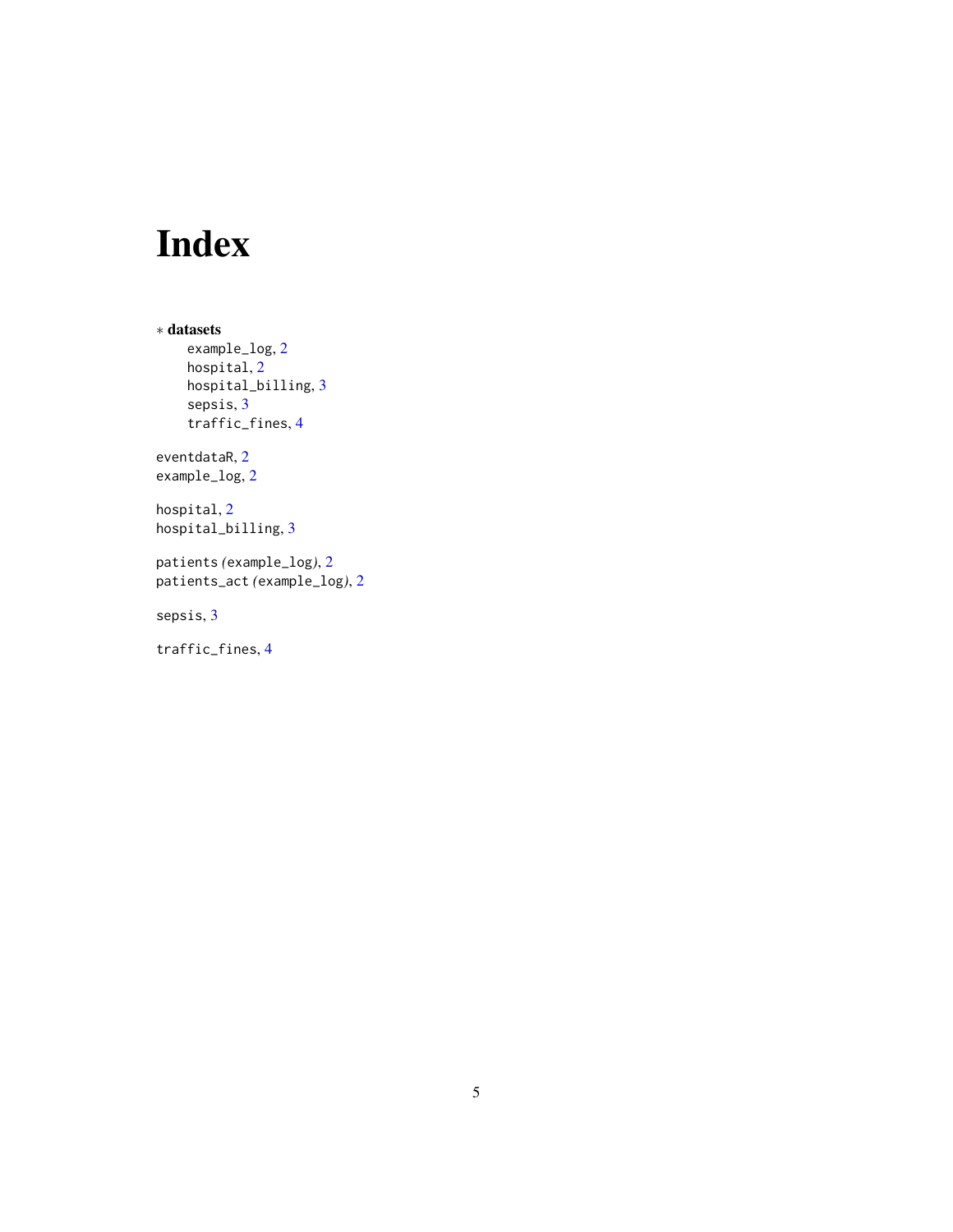# Index

∗ **datasets**

example_log, 2
hospital, 2
hospital_billing, 3
sepsis, 3
traffic_fines, 4

eventdataR, 2
example_log, 2

hospital, 2
hospital_billing, 3

patients *(*example_log*)*, 2
patients_act *(*example_log*)*, 2

sepsis, 3

traffic_fines, 4